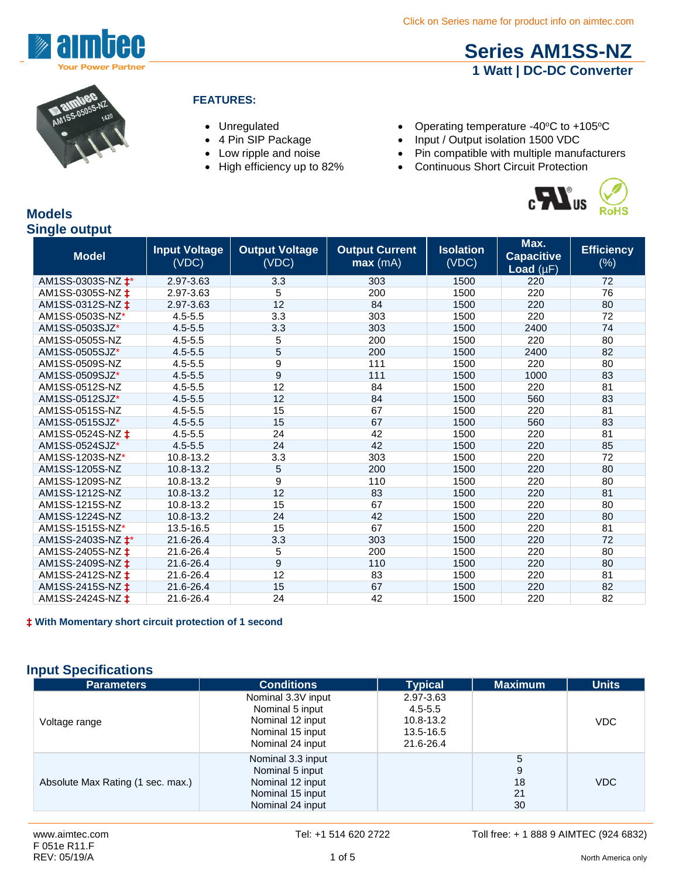Click on Series name for product info on aimtec.com

# Series AM1SS-NZ

## 1 Watt | DC-DC Converter

### FEATURES:

- Unregulated
- 4 Pin SIP Package
- Low ripple and noise
- High efficiency up to 82%
- Operating temperature -40ºC to +105ºC
- Input / Output isolation 1500 VDC
- Pin compatible with multiple manufacturers
- Continuous Short Circuit Protection

## Models

## Single output

| Model | Input Voltage (VDC) | Output Voltage (VDC) | Output Current max (mA) | Isolation (VDC) | Max. Capacitive Load (µF) | Efficiency (%) |
|---|---|---|---|---|---|---|
| AM1SS-0303S-NZ ‡* | 2.97-3.63 | 3.3 | 303 | 1500 | 220 | 72 |
| AM1SS-0305S-NZ ‡ | 2.97-3.63 | 5 | 200 | 1500 | 220 | 76 |
| AM1SS-0312S-NZ ‡ | 2.97-3.63 | 12 | 84 | 1500 | 220 | 80 |
| AM1SS-0503S-NZ* | 4.5-5.5 | 3.3 | 303 | 1500 | 220 | 72 |
| AM1SS-0503SJZ* | 4.5-5.5 | 3.3 | 303 | 1500 | 2400 | 74 |
| AM1SS-0505S-NZ | 4.5-5.5 | 5 | 200 | 1500 | 220 | 80 |
| AM1SS-0505SJZ* | 4.5-5.5 | 5 | 200 | 1500 | 2400 | 82 |
| AM1SS-0509S-NZ | 4.5-5.5 | 9 | 111 | 1500 | 220 | 80 |
| AM1SS-0509SJZ* | 4.5-5.5 | 9 | 111 | 1500 | 1000 | 83 |
| AM1SS-0512S-NZ | 4.5-5.5 | 12 | 84 | 1500 | 220 | 81 |
| AM1SS-0512SJZ* | 4.5-5.5 | 12 | 84 | 1500 | 560 | 83 |
| AM1SS-0515S-NZ | 4.5-5.5 | 15 | 67 | 1500 | 220 | 81 |
| AM1SS-0515SJZ* | 4.5-5.5 | 15 | 67 | 1500 | 560 | 83 |
| AM1SS-0524S-NZ ‡ | 4.5-5.5 | 24 | 42 | 1500 | 220 | 81 |
| AM1SS-0524SJZ* | 4.5-5.5 | 24 | 42 | 1500 | 220 | 85 |
| AM1SS-1203S-NZ* | 10.8-13.2 | 3.3 | 303 | 1500 | 220 | 72 |
| AM1SS-1205S-NZ | 10.8-13.2 | 5 | 200 | 1500 | 220 | 80 |
| AM1SS-1209S-NZ | 10.8-13.2 | 9 | 110 | 1500 | 220 | 80 |
| AM1SS-1212S-NZ | 10.8-13.2 | 12 | 83 | 1500 | 220 | 81 |
| AM1SS-1215S-NZ | 10.8-13.2 | 15 | 67 | 1500 | 220 | 80 |
| AM1SS-1224S-NZ | 10.8-13.2 | 24 | 42 | 1500 | 220 | 80 |
| AM1SS-1515S-NZ* | 13.5-16.5 | 15 | 67 | 1500 | 220 | 81 |
| AM1SS-2403S-NZ ‡* | 21.6-26.4 | 3.3 | 303 | 1500 | 220 | 72 |
| AM1SS-2405S-NZ ‡ | 21.6-26.4 | 5 | 200 | 1500 | 220 | 80 |
| AM1SS-2409S-NZ ‡ | 21.6-26.4 | 9 | 110 | 1500 | 220 | 80 |
| AM1SS-2412S-NZ ‡ | 21.6-26.4 | 12 | 83 | 1500 | 220 | 81 |
| AM1SS-2415S-NZ ‡ | 21.6-26.4 | 15 | 67 | 1500 | 220 | 82 |
| AM1SS-2424S-NZ ‡ | 21.6-26.4 | 24 | 42 | 1500 | 220 | 82 |

**‡ With Momentary short circuit protection of 1 second**

## Input Specifications

| Parameters | Conditions | Typical | Maximum | Units |
|---|---|---|---|---|
| Voltage range | Nominal 3.3V input<br>Nominal 5 input<br>Nominal 12 input<br>Nominal 15 input<br>Nominal 24 input | 2.97-3.63<br>4.5-5.5<br>10.8-13.2<br>13.5-16.5<br>21.6-26.4 | | VDC |
| Absolute Max Rating (1 sec. max.) | Nominal 3.3 input<br>Nominal 5 input<br>Nominal 12 input<br>Nominal 15 input<br>Nominal 24 input | | 5<br>9<br>18<br>21<br>30 | VDC |

www.aimtec.com | Tel: +1 514 620 2722 | Toll free: + 1 888 9 AIMTEC (924 6832)
F 051e R11.F
REV: 05/19/A
North America only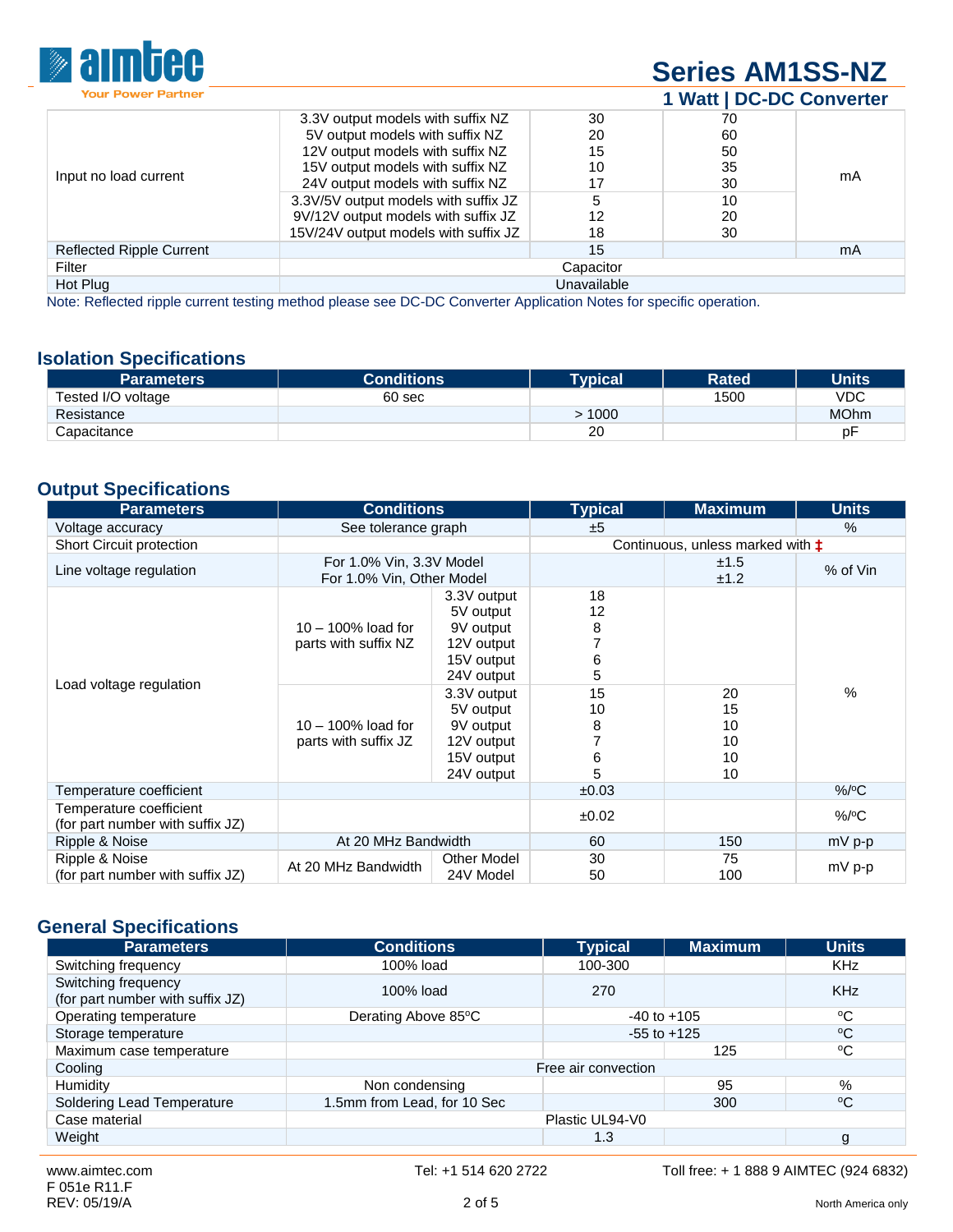| Input no load current | | | | |
|---|---|---|---|---|
| | 3.3V output models with suffix NZ | 30 | 70 | mA |
| | 5V output models with suffix NZ | 20 | 60 | |
| | 12V output models with suffix NZ | 15 | 50 | |
| | 15V output models with suffix NZ | 10 | 35 | |
| | 24V output models with suffix NZ | 17 | 30 | |
| | 3.3V/5V output models with suffix JZ | 5 | 10 | |
| | 9V/12V output models with suffix JZ | 12 | 20 | |
| | 15V/24V output models with suffix JZ | 18 | 30 | |
| Reflected Ripple Current | | 15 | | mA |
| Filter | Capacitor | | | |
| Hot Plug | Unavailable | | | |

Note: Reflected ripple current testing method please see DC-DC Converter Application Notes for specific operation.

## Isolation Specifications

| Parameters | Conditions | Typical | Rated | Units |
|---|---|---|---|---|
| Tested I/O voltage | 60 sec | | 1500 | VDC |
| Resistance | | > 1000 | | MOhm |
| Capacitance | | 20 | | pF |

## Output Specifications

| Parameters | Conditions | | Typical | Maximum | Units |
|---|---|---|---|---|---|
| Voltage accuracy | See tolerance graph | | ±5 | | % |
| Short Circuit protection | | | Continuous, unless marked with ‡ | | |
| Line voltage regulation | For 1.0% Vin, 3.3V Model | | | ±1.5 | % of Vin |
| | For 1.0% Vin, Other Model | | | ±1.2 | |
| Load voltage regulation | 10 – 100% load for parts with suffix NZ | 3.3V output | 18 | | % |
| | | 5V output | 12 | | |
| | | 9V output | 8 | | |
| | | 12V output | 7 | | |
| | | 15V output | 6 | | |
| | | 24V output | 5 | | |
| | 10 – 100% load for parts with suffix JZ | 3.3V output | 15 | 20 | |
| | | 5V output | 10 | 15 | |
| | | 9V output | 8 | 10 | |
| | | 12V output | 7 | 10 | |
| | | 15V output | 6 | 10 | |
| | | 24V output | 5 | 10 | |
| Temperature coefficient | | | ±0.03 | | %/ºC |
| Temperature coefficient (for part number with suffix JZ) | | | ±0.02 | | %/ºC |
| Ripple & Noise | At 20 MHz Bandwidth | | 60 | 150 | mV p-p |
| Ripple & Noise (for part number with suffix JZ) | At 20 MHz Bandwidth | Other Model | 30 | 75 | mV p-p |
| | | 24V Model | 50 | 100 | |

## General Specifications

| Parameters | Conditions | Typical | Maximum | Units |
|---|---|---|---|---|
| Switching frequency | 100% load | 100-300 | | KHz |
| Switching frequency (for part number with suffix JZ) | 100% load | 270 | | KHz |
| Operating temperature | Derating Above 85ºC | -40 to +105 | | ºC |
| Storage temperature | | -55 to +125 | | ºC |
| Maximum case temperature | | | 125 | ºC |
| Cooling | Free air convection | | | |
| Humidity | Non condensing | | 95 | % |
| Soldering Lead Temperature | 1.5mm from Lead, for 10 Sec | | 300 | ºC |
| Case material | Plastic UL94-V0 | | | |
| Weight | | 1.3 | | g |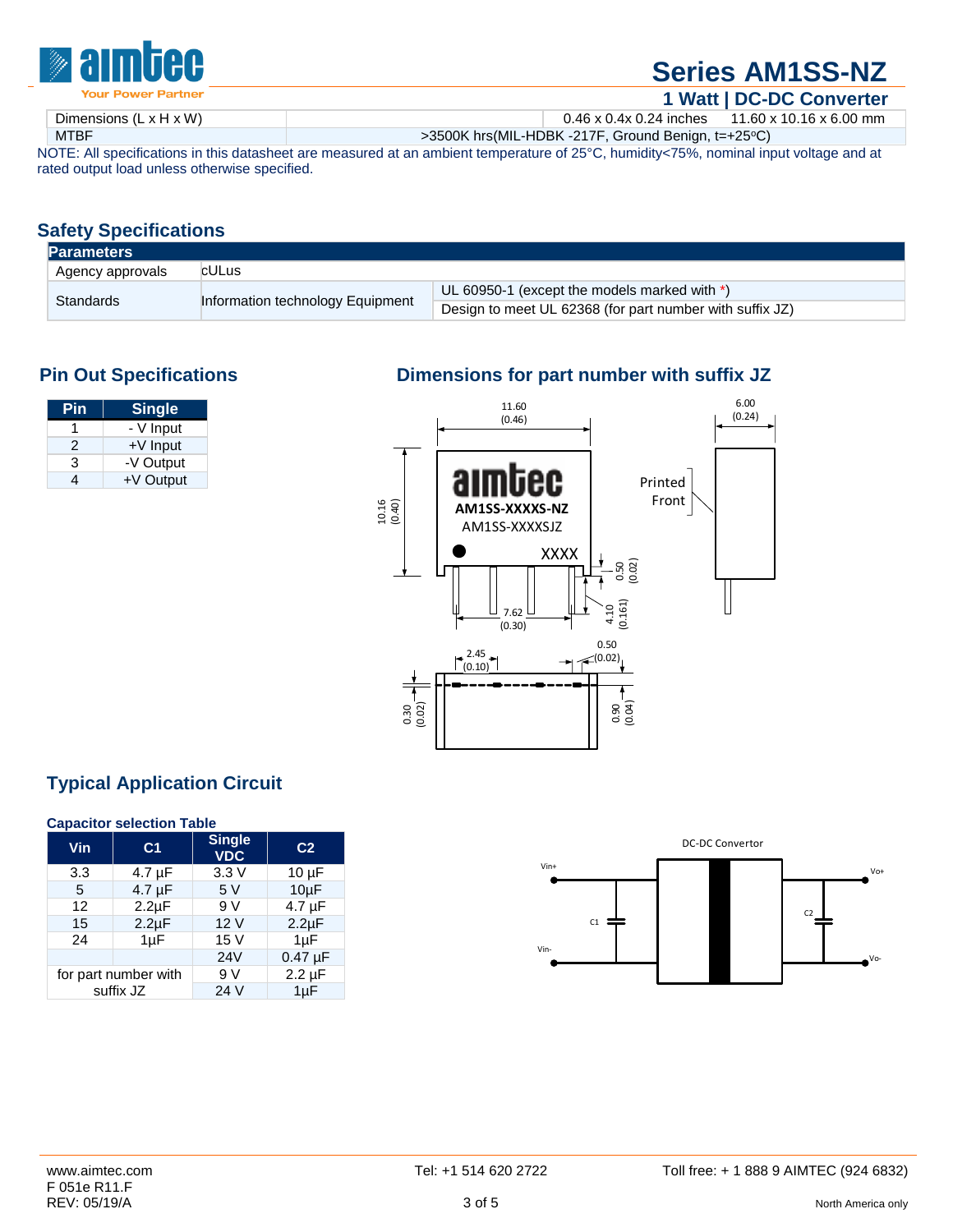# Series AM1SS-NZ

## 1 Watt | DC-DC Converter

| Dimensions (L x H x W) | 0.46 x 0.4x 0.24 inches | 11.60 x 10.16 x 6.00 mm |
|---|---|---|
| MTBF | >3500K hrs(MIL-HDBK -217F, Ground Benign, t=+25ºC) | |

NOTE: All specifications in this datasheet are measured at an ambient temperature of 25°C, humidity<75%, nominal input voltage and at rated output load unless otherwise specified.

## Safety Specifications

| Parameters | | |
|---|---|---|
| Agency approvals | cULus | |
| Standards | Information technology Equipment | UL 60950-1 (except the models marked with *) |
| | | Design to meet UL 62368 (for part number with suffix JZ) |

## Pin Out Specifications

| Pin | Single |
|---|---|
| 1 | - V Input |
| 2 | +V Input |
| 3 | -V Output |
| 4 | +V Output |

## Dimensions for part number with suffix JZ

## Typical Application Circuit

### Capacitor selection Table

| Vin | C1 | Single VDC | C2 |
|---|---|---|---|
| 3.3 | 4.7 µF | 3.3 V | 10 µF |
| 5 | 4.7 µF | 5 V | 10µF |
| 12 | 2.2µF | 9 V | 4.7 µF |
| 15 | 2.2µF | 12 V | 2.2µF |
| 24 | 1µF | 15 V | 1µF |
| | | 24V | 0.47 µF |
| for part number with suffix JZ | | 9 V | 2.2 µF |
| | | 24 V | 1µF |

www.aimtec.com
F 051e R11.F
REV: 05/19/A

Tel: +1 514 620 2722

Toll free: + 1 888 9 AIMTEC (924 6832)
North America only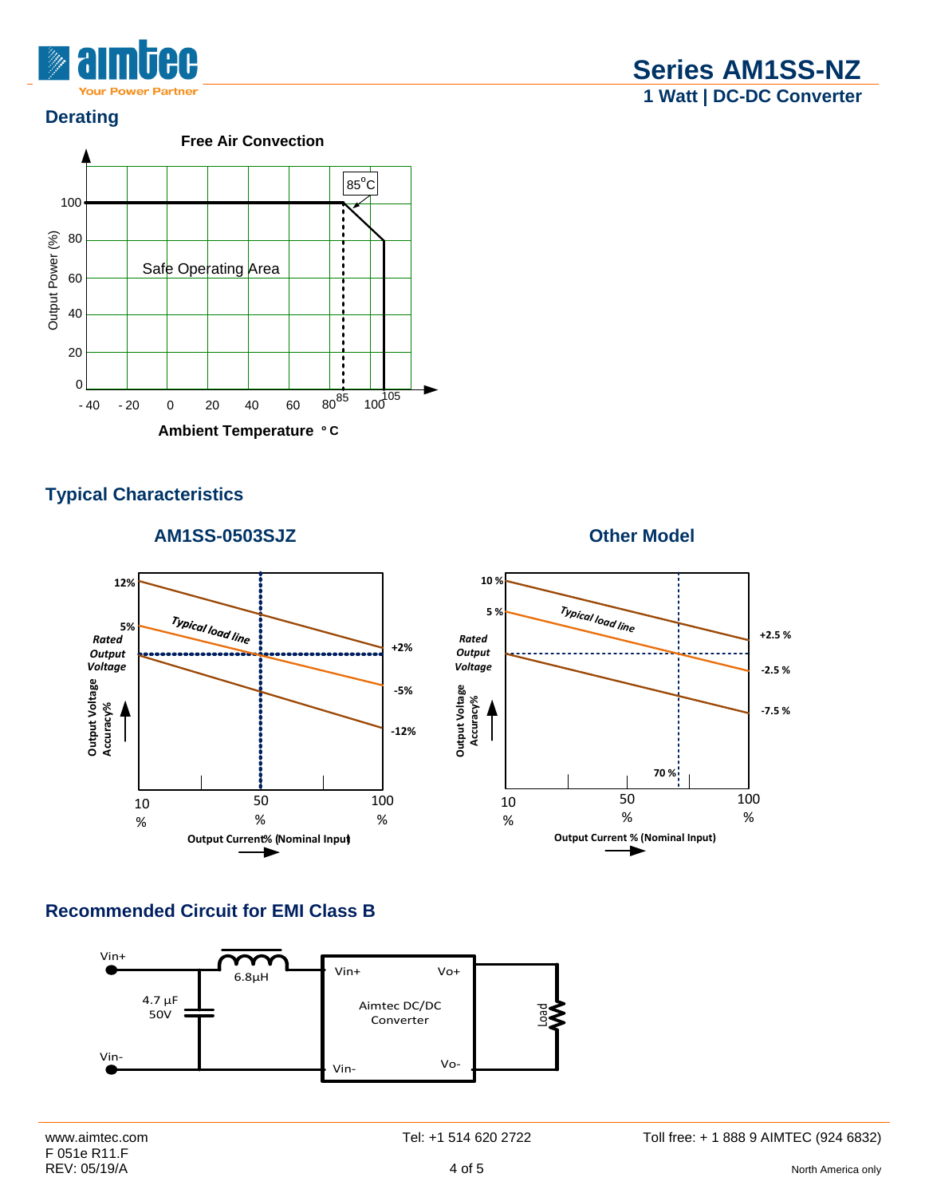## Derating

**Free Air Convection**

Safe Operating Area

Output Power (%)

Ambient Temperature °C

85°C

## Typical Characteristics

### AM1SS-0503SJZ

Typical load line

Rated Output Voltage

Output Voltage Accuracy%

12%, 5%, +2%, -5%, -12%

Output Current% (Nominal Input)

### Other Model

Typical load line

Rated Output Voltage

Output Voltage Accuracy%

10 %, 5 %, +2.5 %, -2.5 %, -7.5 %, 70 %

Output Current % (Nominal Input)

## Recommended Circuit for EMI Class B

Vin+, Vin-, 6.8µH, 4.7 µF 50V, Aimtec DC/DC Converter, Vo+, Vo-, Load

www.aimtec.com
F 051e R11.F
REV: 05/19/A

Tel: +1 514 620 2722

Toll free: + 1 888 9 AIMTEC (924 6832)
North America only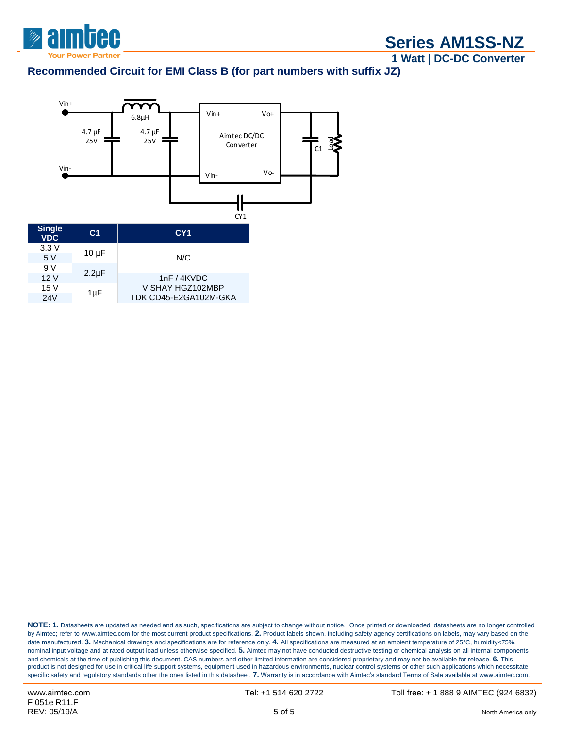## Recommended Circuit for EMI Class B (for part numbers with suffix JZ)

Vin+
6.8µH
4.7 µF
25V
4.7 µF
25V
Vin+
Vo+
Aimtec DC/DC
Converter
C1
Load
Vin-
Vin-
Vo-
CY1

| Single VDC | C1 | CY1 |
|---|---|---|
| 3.3 V | 10 µF | N/C |
| 5 V | | |
| 9 V | 2.2µF | |
| 12 V | | 1nF / 4KVDC<br>VISHAY HGZ102MBP<br>TDK CD45-E2GA102M-GKA |
| 15 V | 1µF | |
| 24V | | |

**NOTE: 1.** Datasheets are updated as needed and as such, specifications are subject to change without notice. Once printed or downloaded, datasheets are no longer controlled by Aimtec; refer to www.aimtec.com for the most current product specifications. **2.** Product labels shown, including safety agency certifications on labels, may vary based on the date manufactured. **3.** Mechanical drawings and specifications are for reference only. **4.** All specifications are measured at an ambient temperature of 25°C, humidity<75%, nominal input voltage and at rated output load unless otherwise specified. **5.** Aimtec may not have conducted destructive testing or chemical analysis on all internal components and chemicals at the time of publishing this document. CAS numbers and other limited information are considered proprietary and may not be available for release. **6.** This product is not designed for use in critical life support systems, equipment used in hazardous environments, nuclear control systems or other such applications which necessitate specific safety and regulatory standards other the ones listed in this datasheet. **7.** Warranty is in accordance with Aimtec's standard Terms of Sale available at www.aimtec.com.